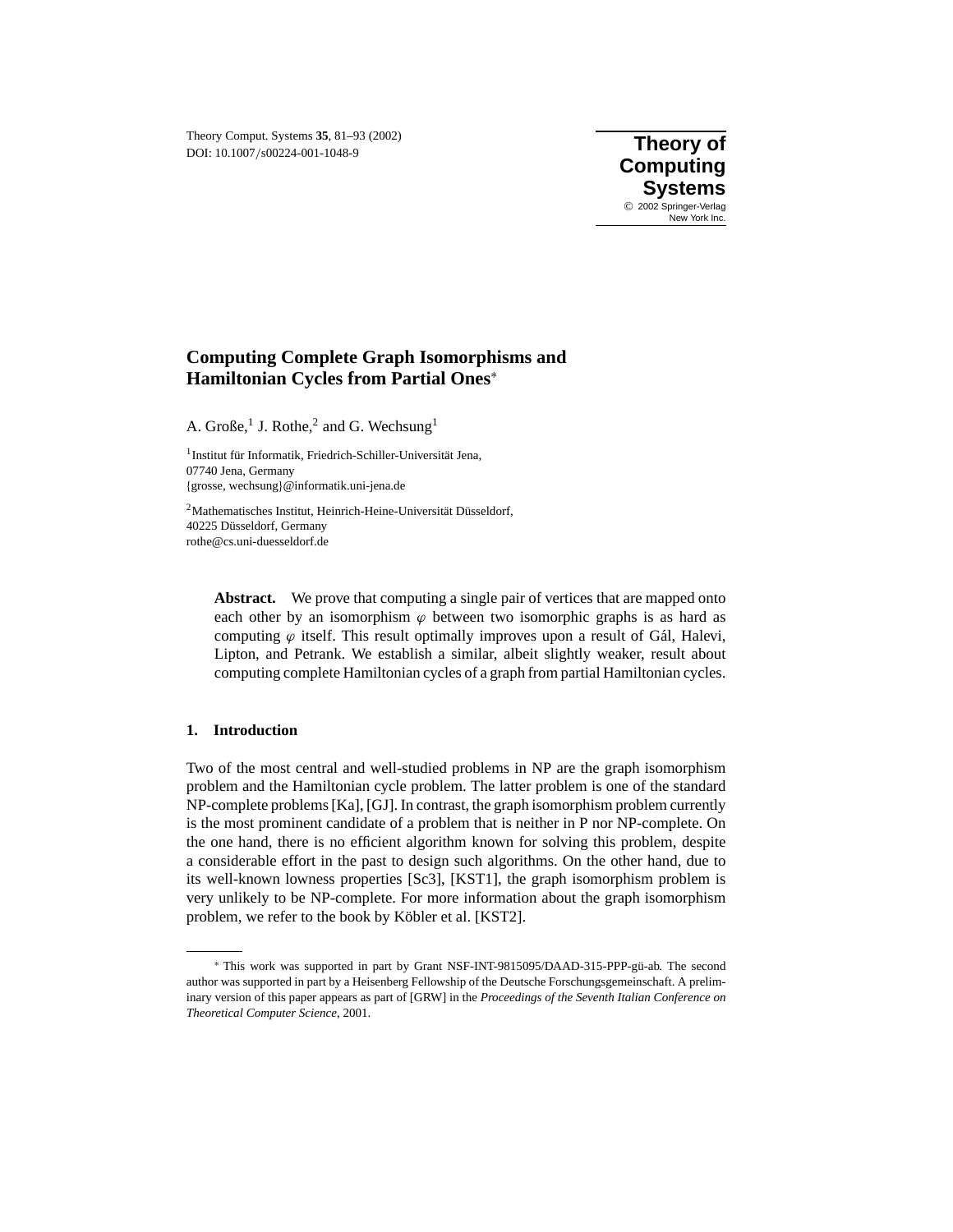# Computing Complete Graph Isomorphisms and Hamiltonian Cycles from Partial Ones*

A. Große,[1] J. Rothe,[2] and G. Wechsung[1]

[1]Institut für Informatik, Friedrich-Schiller-Universität Jena,
07740 Jena, Germany
{grosse, wechsung}@informatik.uni-jena.de

[2]Mathematisches Institut, Heinrich-Heine-Universität Düsseldorf,
40225 Düsseldorf, Germany
rothe@cs.uni-duesseldorf.de

**Abstract.** We prove that computing a single pair of vertices that are mapped onto each other by an isomorphism $\varphi$ between two isomorphic graphs is as hard as computing $\varphi$ itself. This result optimally improves upon a result of Gál, Halevi, Lipton, and Petrank. We establish a similar, albeit slightly weaker, result about computing complete Hamiltonian cycles of a graph from partial Hamiltonian cycles.

## 1. Introduction

Two of the most central and well-studied problems in NP are the graph isomorphism problem and the Hamiltonian cycle problem. The latter problem is one of the standard NP-complete problems [Ka], [GJ]. In contrast, the graph isomorphism problem currently is the most prominent candidate of a problem that is neither in P nor NP-complete. On the one hand, there is no efficient algorithm known for solving this problem, despite a considerable effort in the past to design such algorithms. On the other hand, due to its well-known lowness properties [Sc3], [KST1], the graph isomorphism problem is very unlikely to be NP-complete. For more information about the graph isomorphism problem, we refer to the book by Köbler et al. [KST2].

---

* This work was supported in part by Grant NSF-INT-9815095/DAAD-315-PPP-gü-ab. The second author was supported in part by a Heisenberg Fellowship of the Deutsche Forschungsgemeinschaft. A preliminary version of this paper appears as part of [GRW] in the *Proceedings of the Seventh Italian Conference on Theoretical Computer Science*, 2001.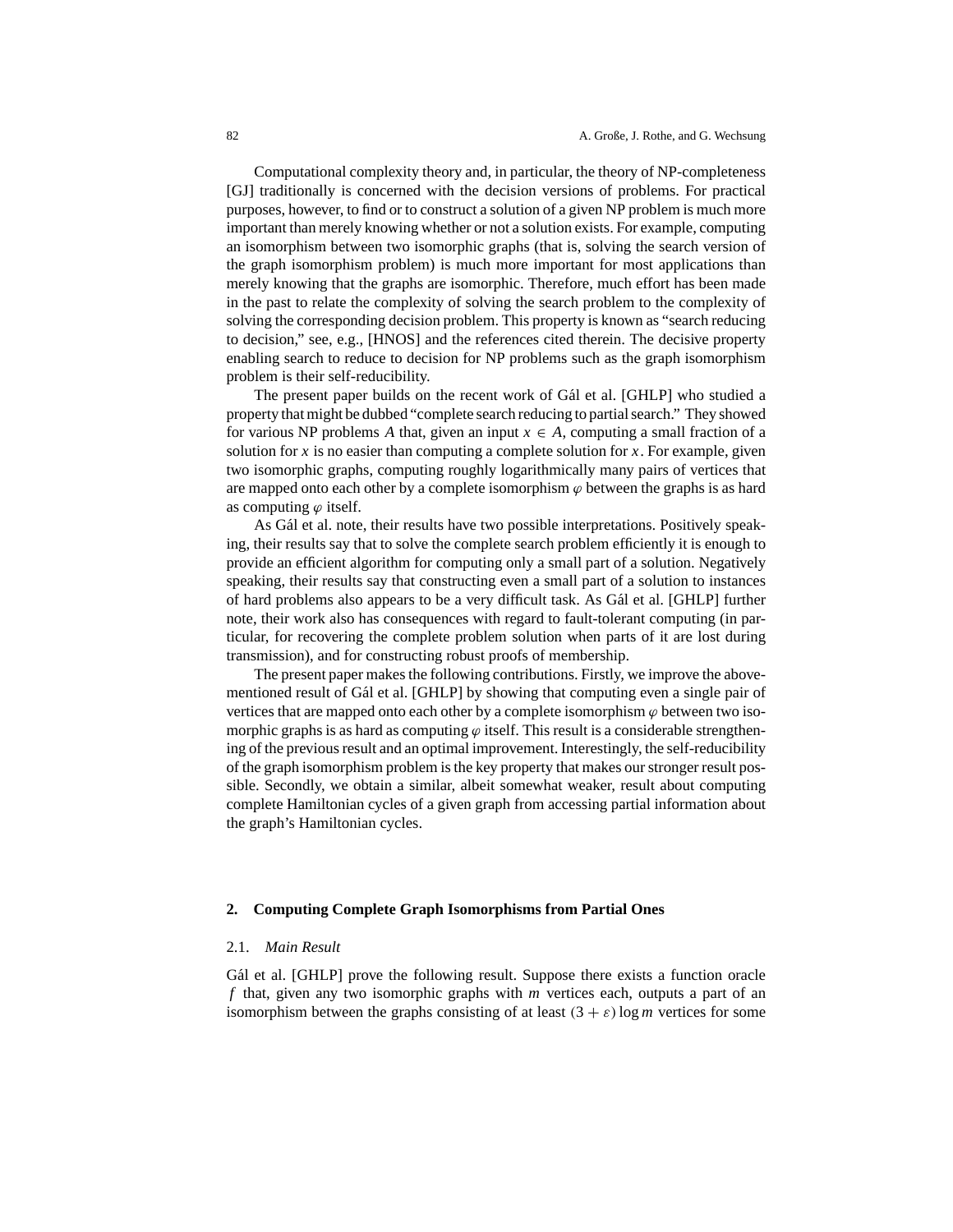Computational complexity theory and, in particular, the theory of NP-completeness [GJ] traditionally is concerned with the decision versions of problems. For practical purposes, however, to find or to construct a solution of a given NP problem is much more important than merely knowing whether or not a solution exists. For example, computing an isomorphism between two isomorphic graphs (that is, solving the search version of the graph isomorphism problem) is much more important for most applications than merely knowing that the graphs are isomorphic. Therefore, much effort has been made in the past to relate the complexity of solving the search problem to the complexity of solving the corresponding decision problem. This property is known as "search reducing to decision," see, e.g., [HNOS] and the references cited therein. The decisive property enabling search to reduce to decision for NP problems such as the graph isomorphism problem is their self-reducibility.

The present paper builds on the recent work of Gál et al. [GHLP] who studied a property that might be dubbed "complete search reducing to partial search." They showed for various NP problems $A$ that, given an input $x \in A$, computing a small fraction of a solution for $x$ is no easier than computing a complete solution for $x$. For example, given two isomorphic graphs, computing roughly logarithmically many pairs of vertices that are mapped onto each other by a complete isomorphism $\varphi$ between the graphs is as hard as computing $\varphi$ itself.

As Gál et al. note, their results have two possible interpretations. Positively speaking, their results say that to solve the complete search problem efficiently it is enough to provide an efficient algorithm for computing only a small part of a solution. Negatively speaking, their results say that constructing even a small part of a solution to instances of hard problems also appears to be a very difficult task. As Gál et al. [GHLP] further note, their work also has consequences with regard to fault-tolerant computing (in particular, for recovering the complete problem solution when parts of it are lost during transmission), and for constructing robust proofs of membership.

The present paper makes the following contributions. Firstly, we improve the above-mentioned result of Gál et al. [GHLP] by showing that computing even a single pair of vertices that are mapped onto each other by a complete isomorphism $\varphi$ between two isomorphic graphs is as hard as computing $\varphi$ itself. This result is a considerable strengthening of the previous result and an optimal improvement. Interestingly, the self-reducibility of the graph isomorphism problem is the key property that makes our stronger result possible. Secondly, we obtain a similar, albeit somewhat weaker, result about computing complete Hamiltonian cycles of a given graph from accessing partial information about the graph's Hamiltonian cycles.

## 2. Computing Complete Graph Isomorphisms from Partial Ones

### 2.1. *Main Result*

Gál et al. [GHLP] prove the following result. Suppose there exists a function oracle $f$ that, given any two isomorphic graphs with $m$ vertices each, outputs a part of an isomorphism between the graphs consisting of at least $(3 + \varepsilon) \log m$ vertices for some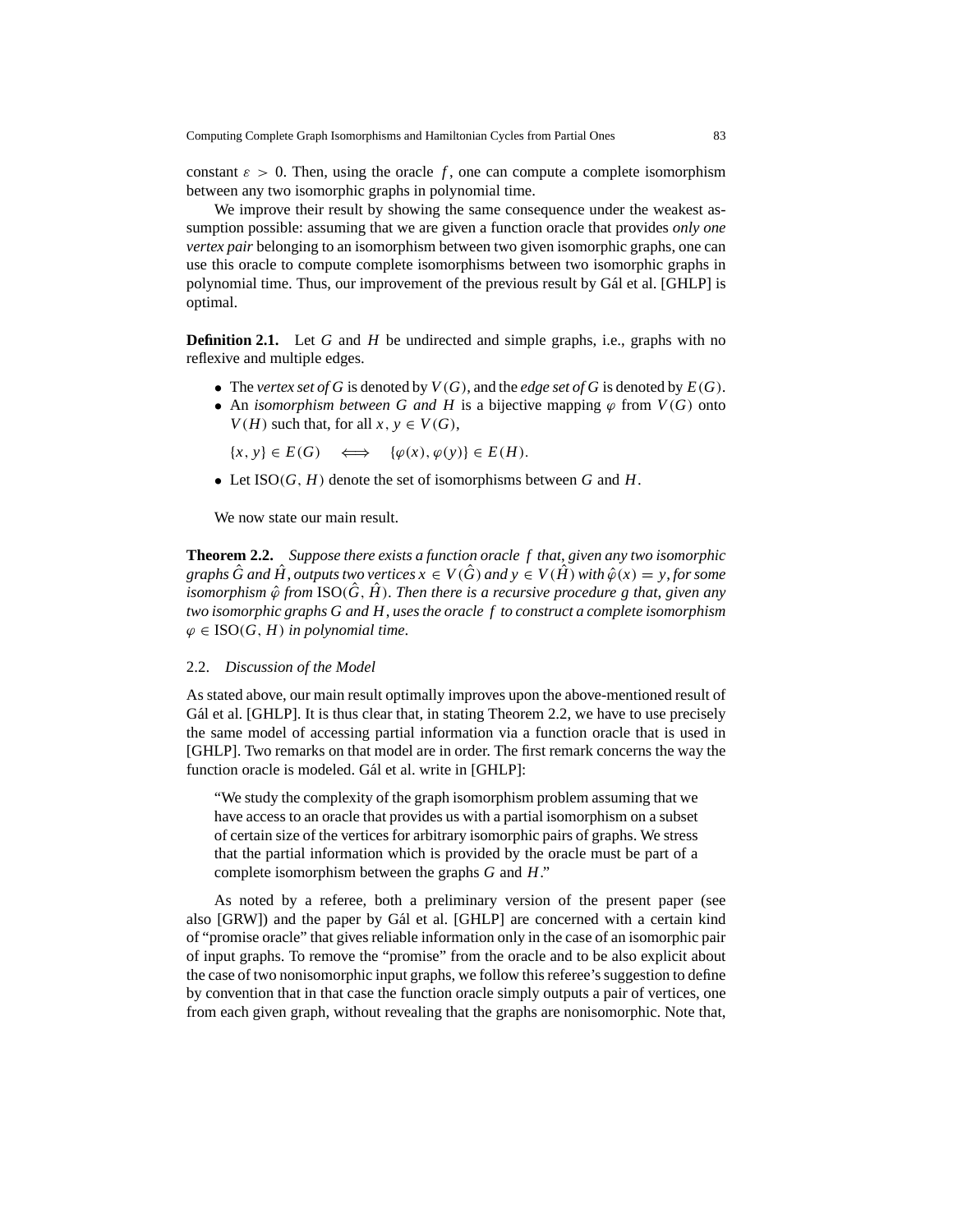constant $\varepsilon > 0$. Then, using the oracle $f$, one can compute a complete isomorphism between any two isomorphic graphs in polynomial time.

We improve their result by showing the same consequence under the weakest assumption possible: assuming that we are given a function oracle that provides *only one vertex pair* belonging to an isomorphism between two given isomorphic graphs, one can use this oracle to compute complete isomorphisms between two isomorphic graphs in polynomial time. Thus, our improvement of the previous result by Gál et al. [GHLP] is optimal.

**Definition 2.1.** Let $G$ and $H$ be undirected and simple graphs, i.e., graphs with no reflexive and multiple edges.

- The *vertex set of* $G$ is denoted by $V(G)$, and the *edge set of* $G$ is denoted by $E(G)$.
- An *isomorphism between* $G$ *and* $H$ is a bijective mapping $\varphi$ from $V(G)$ onto $V(H)$ such that, for all $x, y \in V(G)$,

  $$\{x, y\} \in E(G) \iff \{\varphi(x), \varphi(y)\} \in E(H).$$

- Let $\mathrm{ISO}(G, H)$ denote the set of isomorphisms between $G$ and $H$.

We now state our main result.

**Theorem 2.2.** *Suppose there exists a function oracle $f$ that, given any two isomorphic graphs $\hat{G}$ and $\hat{H}$, outputs two vertices $x \in V(\hat{G})$ and $y \in V(\hat{H})$ with $\hat{\varphi}(x) = y$, for some isomorphism $\hat{\varphi}$ from $\mathrm{ISO}(\hat{G}, \hat{H})$. Then there is a recursive procedure $g$ that, given any two isomorphic graphs $G$ and $H$, uses the oracle $f$ to construct a complete isomorphism $\varphi \in \mathrm{ISO}(G, H)$ in polynomial time.*

### 2.2. *Discussion of the Model*

As stated above, our main result optimally improves upon the above-mentioned result of Gál et al. [GHLP]. It is thus clear that, in stating Theorem 2.2, we have to use precisely the same model of accessing partial information via a function oracle that is used in [GHLP]. Two remarks on that model are in order. The first remark concerns the way the function oracle is modeled. Gál et al. write in [GHLP]:

> "We study the complexity of the graph isomorphism problem assuming that we have access to an oracle that provides us with a partial isomorphism on a subset of certain size of the vertices for arbitrary isomorphic pairs of graphs. We stress that the partial information which is provided by the oracle must be part of a complete isomorphism between the graphs $G$ and $H$."

As noted by a referee, both a preliminary version of the present paper (see also [GRW]) and the paper by Gál et al. [GHLP] are concerned with a certain kind of "promise oracle" that gives reliable information only in the case of an isomorphic pair of input graphs. To remove the "promise" from the oracle and to be also explicit about the case of two nonisomorphic input graphs, we follow this referee's suggestion to define by convention that in that case the function oracle simply outputs a pair of vertices, one from each given graph, without revealing that the graphs are nonisomorphic. Note that,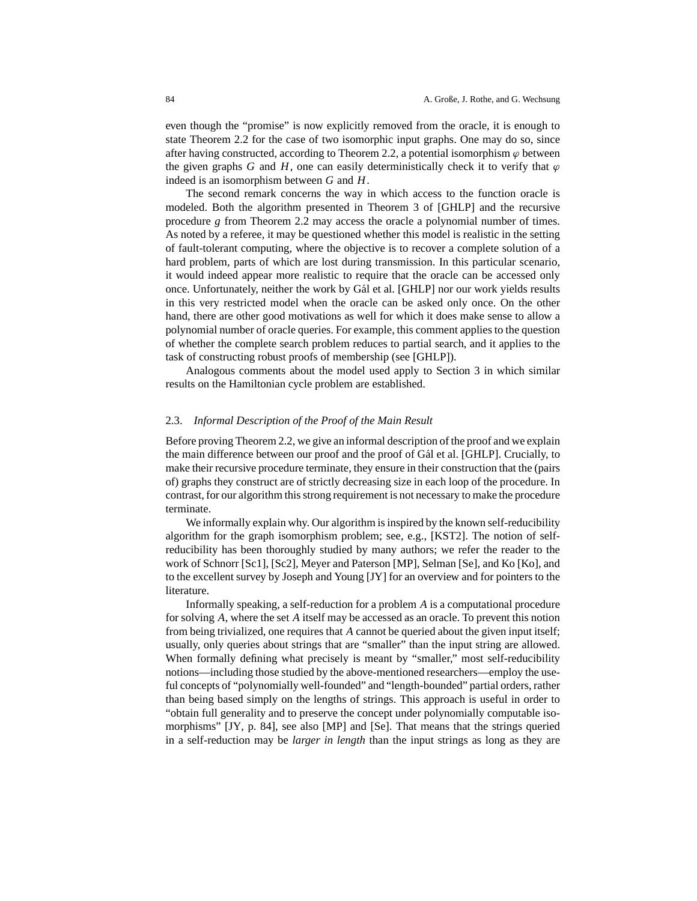even though the "promise" is now explicitly removed from the oracle, it is enough to state Theorem 2.2 for the case of two isomorphic input graphs. One may do so, since after having constructed, according to Theorem 2.2, a potential isomorphism $\varphi$ between the given graphs $G$ and $H$, one can easily deterministically check it to verify that $\varphi$ indeed is an isomorphism between $G$ and $H$.

The second remark concerns the way in which access to the function oracle is modeled. Both the algorithm presented in Theorem 3 of [GHLP] and the recursive procedure $g$ from Theorem 2.2 may access the oracle a polynomial number of times. As noted by a referee, it may be questioned whether this model is realistic in the setting of fault-tolerant computing, where the objective is to recover a complete solution of a hard problem, parts of which are lost during transmission. In this particular scenario, it would indeed appear more realistic to require that the oracle can be accessed only once. Unfortunately, neither the work by Gál et al. [GHLP] nor our work yields results in this very restricted model when the oracle can be asked only once. On the other hand, there are other good motivations as well for which it does make sense to allow a polynomial number of oracle queries. For example, this comment applies to the question of whether the complete search problem reduces to partial search, and it applies to the task of constructing robust proofs of membership (see [GHLP]).

Analogous comments about the model used apply to Section 3 in which similar results on the Hamiltonian cycle problem are established.

### 2.3. *Informal Description of the Proof of the Main Result*

Before proving Theorem 2.2, we give an informal description of the proof and we explain the main difference between our proof and the proof of Gál et al. [GHLP]. Crucially, to make their recursive procedure terminate, they ensure in their construction that the (pairs of) graphs they construct are of strictly decreasing size in each loop of the procedure. In contrast, for our algorithm this strong requirement is not necessary to make the procedure terminate.

We informally explain why. Our algorithm is inspired by the known self-reducibility algorithm for the graph isomorphism problem; see, e.g., [KST2]. The notion of self-reducibility has been thoroughly studied by many authors; we refer the reader to the work of Schnorr [Sc1], [Sc2], Meyer and Paterson [MP], Selman [Se], and Ko [Ko], and to the excellent survey by Joseph and Young [JY] for an overview and for pointers to the literature.

Informally speaking, a self-reduction for a problem $A$ is a computational procedure for solving $A$, where the set $A$ itself may be accessed as an oracle. To prevent this notion from being trivialized, one requires that $A$ cannot be queried about the given input itself; usually, only queries about strings that are "smaller" than the input string are allowed. When formally defining what precisely is meant by "smaller," most self-reducibility notions—including those studied by the above-mentioned researchers—employ the useful concepts of "polynomially well-founded" and "length-bounded" partial orders, rather than being based simply on the lengths of strings. This approach is useful in order to "obtain full generality and to preserve the concept under polynomially computable isomorphisms" [JY, p. 84], see also [MP] and [Se]. That means that the strings queried in a self-reduction may be *larger in length* than the input strings as long as they are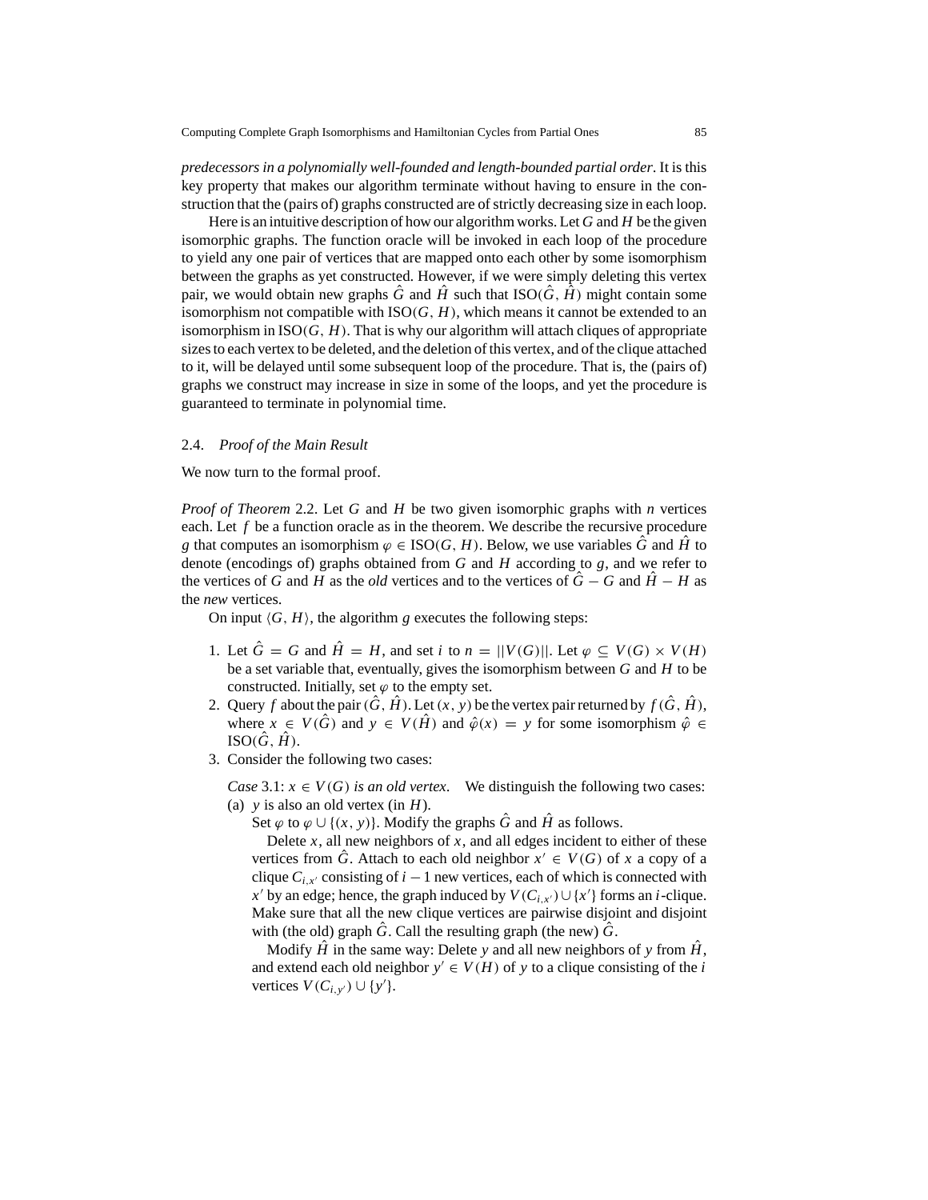*predecessors in a polynomially well-founded and length-bounded partial order*. It is this key property that makes our algorithm terminate without having to ensure in the construction that the (pairs of) graphs constructed are of strictly decreasing size in each loop.

Here is an intuitive description of how our algorithm works. Let $G$ and $H$ be the given isomorphic graphs. The function oracle will be invoked in each loop of the procedure to yield any one pair of vertices that are mapped onto each other by some isomorphism between the graphs as yet constructed. However, if we were simply deleting this vertex pair, we would obtain new graphs $\hat{G}$ and $\hat{H}$ such that $\mathrm{ISO}(\hat{G}, \hat{H})$ might contain some isomorphism not compatible with $\mathrm{ISO}(G, H)$, which means it cannot be extended to an isomorphism in $\mathrm{ISO}(G, H)$. That is why our algorithm will attach cliques of appropriate sizes to each vertex to be deleted, and the deletion of this vertex, and of the clique attached to it, will be delayed until some subsequent loop of the procedure. That is, the (pairs of) graphs we construct may increase in size in some of the loops, and yet the procedure is guaranteed to terminate in polynomial time.

### 2.4. *Proof of the Main Result*

We now turn to the formal proof.

*Proof of Theorem* 2.2. Let $G$ and $H$ be two given isomorphic graphs with $n$ vertices each. Let $f$ be a function oracle as in the theorem. We describe the recursive procedure $g$ that computes an isomorphism $\varphi \in \mathrm{ISO}(G, H)$. Below, we use variables $\hat{G}$ and $\hat{H}$ to denote (encodings of) graphs obtained from $G$ and $H$ according to $g$, and we refer to the vertices of $G$ and $H$ as the *old* vertices and to the vertices of $\hat{G} - G$ and $\hat{H} - H$ as the *new* vertices.

On input $\langle G, H \rangle$, the algorithm $g$ executes the following steps:

1. Let $\hat{G} = G$ and $\hat{H} = H$, and set $i$ to $n = ||V(G)||$. Let $\varphi \subseteq V(G) \times V(H)$ be a set variable that, eventually, gives the isomorphism between $G$ and $H$ to be constructed. Initially, set $\varphi$ to the empty set.
2. Query $f$ about the pair $(\hat{G}, \hat{H})$. Let $(x, y)$ be the vertex pair returned by $f(\hat{G}, \hat{H})$, where $x \in V(\hat{G})$ and $y \in V(\hat{H})$ and $\hat{\varphi}(x) = y$ for some isomorphism $\hat{\varphi} \in \mathrm{ISO}(\hat{G}, \hat{H})$.
3. Consider the following two cases:

   *Case* 3.1: $x \in V(G)$ *is an old vertex*. We distinguish the following two cases:

   (a) $y$ is also an old vertex (in $H$).

   Set $\varphi$ to $\varphi \cup \{(x, y)\}$. Modify the graphs $\hat{G}$ and $\hat{H}$ as follows.

   Delete $x$, all new neighbors of $x$, and all edges incident to either of these vertices from $\hat{G}$. Attach to each old neighbor $x' \in V(G)$ of $x$ a copy of a clique $C_{i,x'}$ consisting of $i - 1$ new vertices, each of which is connected with $x'$ by an edge; hence, the graph induced by $V(C_{i,x'}) \cup \{x'\}$ forms an $i$-clique. Make sure that all the new clique vertices are pairwise disjoint and disjoint with (the old) graph $\hat{G}$. Call the resulting graph (the new) $\hat{G}$.

   Modify $\hat{H}$ in the same way: Delete $y$ and all new neighbors of $y$ from $\hat{H}$, and extend each old neighbor $y' \in V(H)$ of $y$ to a clique consisting of the $i$ vertices $V(C_{i,y'}) \cup \{y'\}$.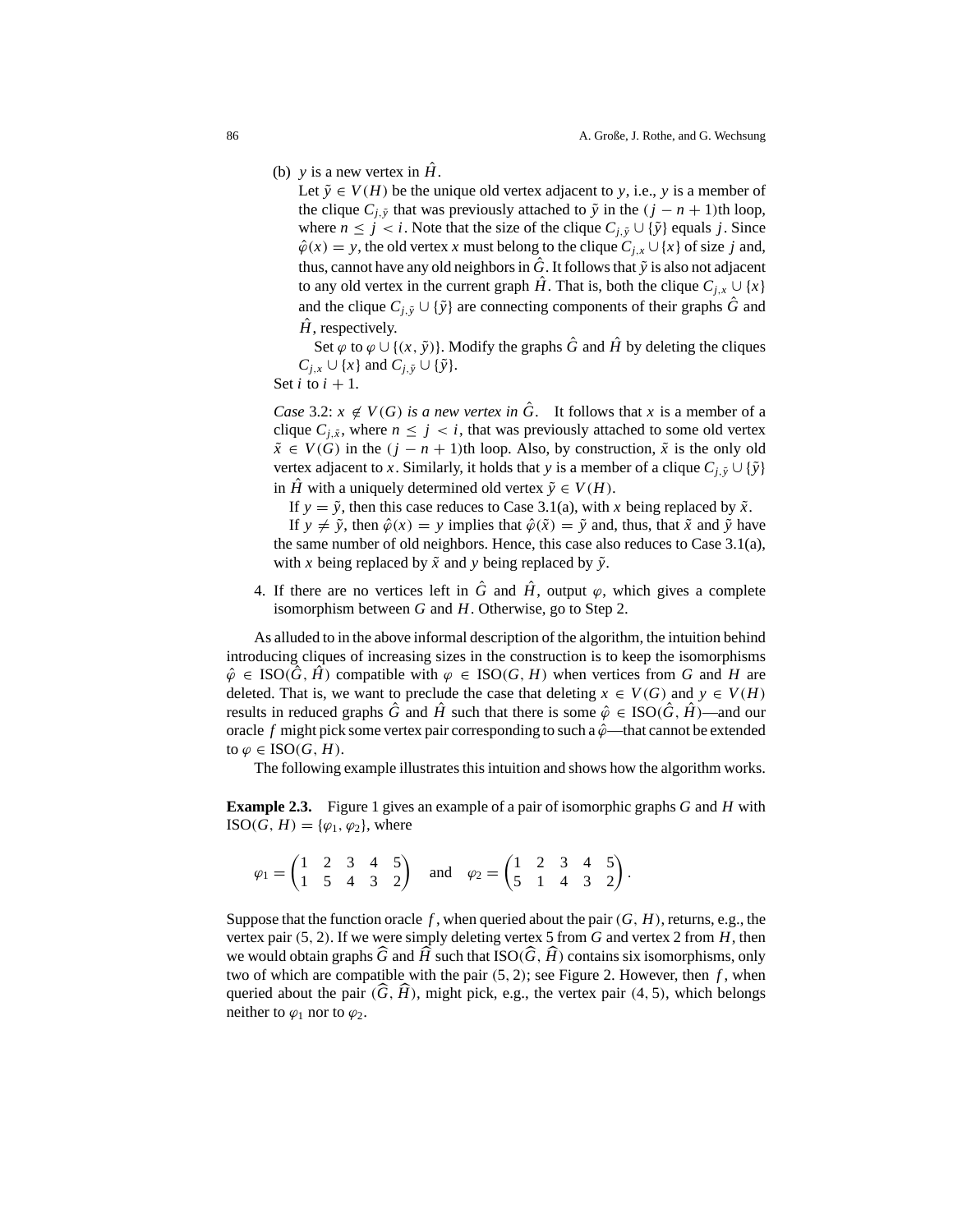(b) $y$ is a new vertex in $\hat{H}$.

Let $\tilde{y} \in V(H)$ be the unique old vertex adjacent to $y$, i.e., $y$ is a member of the clique $C_{j,\tilde{y}}$ that was previously attached to $\tilde{y}$ in the $(j - n + 1)$th loop, where $n \leq j < i$. Note that the size of the clique $C_{j,\tilde{y}} \cup \{\tilde{y}\}$ equals $j$. Since $\hat{\varphi}(x) = y$, the old vertex $x$ must belong to the clique $C_{j,x} \cup \{x\}$ of size $j$ and, thus, cannot have any old neighbors in $\hat{G}$. It follows that $\tilde{y}$ is also not adjacent to any old vertex in the current graph $\hat{H}$. That is, both the clique $C_{j,x} \cup \{x\}$ and the clique $C_{j,\tilde{y}} \cup \{\tilde{y}\}$ are connecting components of their graphs $\hat{G}$ and $\hat{H}$, respectively.

Set $\varphi$ to $\varphi \cup \{(x, \tilde{y})\}$. Modify the graphs $\hat{G}$ and $\hat{H}$ by deleting the cliques $C_{j,x} \cup \{x\}$ and $C_{j,\tilde{y}} \cup \{\tilde{y}\}$.

Set $i$ to $i + 1$.

*Case* 3.2: $x \notin V(G)$ *is a new vertex in* $\hat{G}$. It follows that $x$ is a member of a clique $C_{j,\tilde{x}}$, where $n \leq j < i$, that was previously attached to some old vertex $\tilde{x} \in V(G)$ in the $(j - n + 1)$th loop. Also, by construction, $\tilde{x}$ is the only old vertex adjacent to $x$. Similarly, it holds that $y$ is a member of a clique $C_{j,\tilde{y}} \cup \{\tilde{y}\}$ in $\hat{H}$ with a uniquely determined old vertex $\tilde{y} \in V(H)$.

If $y = \tilde{y}$, then this case reduces to Case 3.1(a), with $x$ being replaced by $\tilde{x}$.

If $y \neq \tilde{y}$, then $\hat{\varphi}(x) = y$ implies that $\hat{\varphi}(\tilde{x}) = \tilde{y}$ and, thus, that $\tilde{x}$ and $\tilde{y}$ have the same number of old neighbors. Hence, this case also reduces to Case 3.1(a), with $x$ being replaced by $\tilde{x}$ and $y$ being replaced by $\tilde{y}$.

4. If there are no vertices left in $\hat{G}$ and $\hat{H}$, output $\varphi$, which gives a complete isomorphism between $G$ and $H$. Otherwise, go to Step 2.

As alluded to in the above informal description of the algorithm, the intuition behind introducing cliques of increasing sizes in the construction is to keep the isomorphisms $\hat{\varphi} \in \text{ISO}(\hat{G}, \hat{H})$ compatible with $\varphi \in \text{ISO}(G, H)$ when vertices from $G$ and $H$ are deleted. That is, we want to preclude the case that deleting $x \in V(G)$ and $y \in V(H)$ results in reduced graphs $\hat{G}$ and $\hat{H}$ such that there is some $\hat{\varphi} \in \text{ISO}(\hat{G}, \hat{H})$—and our oracle $f$ might pick some vertex pair corresponding to such a $\hat{\varphi}$—that cannot be extended to $\varphi \in \text{ISO}(G, H)$.

The following example illustrates this intuition and shows how the algorithm works.

**Example 2.3.** Figure 1 gives an example of a pair of isomorphic graphs $G$ and $H$ with $\text{ISO}(G, H) = \{\varphi_1, \varphi_2\}$, where

$$\varphi_1 = \begin{pmatrix} 1 & 2 & 3 & 4 & 5 \\ 1 & 5 & 4 & 3 & 2 \end{pmatrix} \quad \text{and} \quad \varphi_2 = \begin{pmatrix} 1 & 2 & 3 & 4 & 5 \\ 5 & 1 & 4 & 3 & 2 \end{pmatrix}.$$

Suppose that the function oracle $f$, when queried about the pair $(G, H)$, returns, e.g., the vertex pair $(5, 2)$. If we were simply deleting vertex 5 from $G$ and vertex 2 from $H$, then we would obtain graphs $\widehat{G}$ and $\widehat{H}$ such that $\text{ISO}(\widehat{G}, \widehat{H})$ contains six isomorphisms, only two of which are compatible with the pair $(5, 2)$; see Figure 2. However, then $f$, when queried about the pair $(\widehat{G}, \widehat{H})$, might pick, e.g., the vertex pair $(4, 5)$, which belongs neither to $\varphi_1$ nor to $\varphi_2$.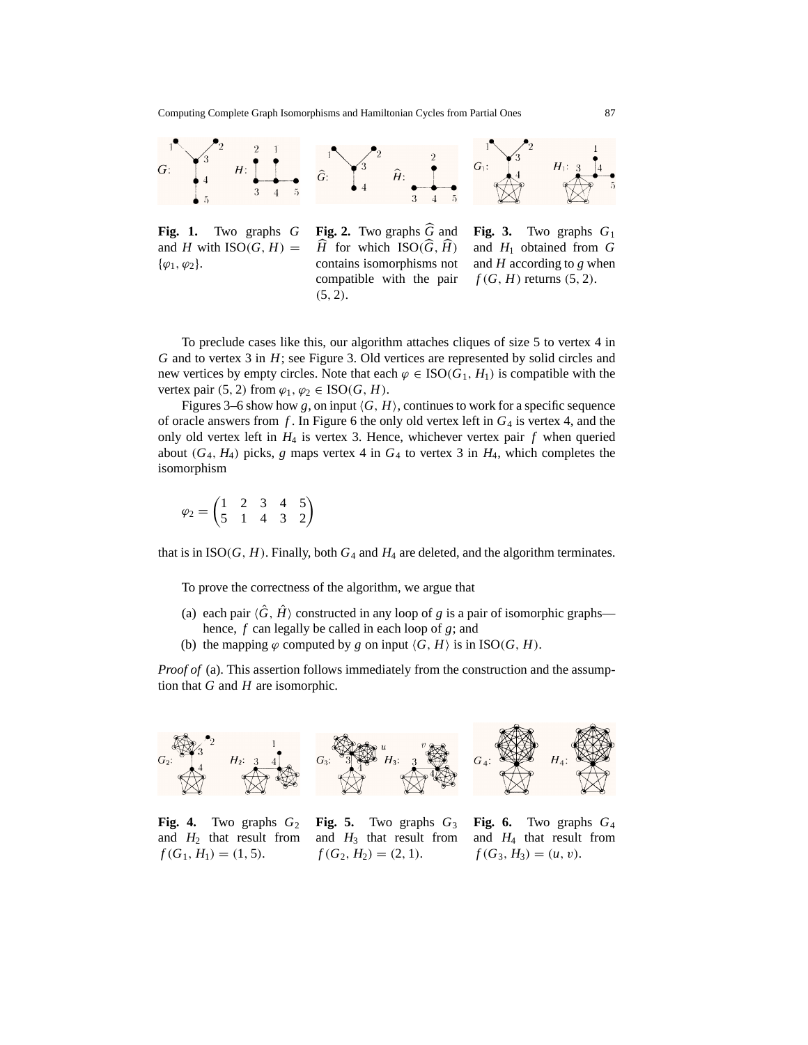**Fig. 1.** Two graphs $G$ and $H$ with $\mathrm{ISO}(G, H) = \{\varphi_1, \varphi_2\}$.

**Fig. 2.** Two graphs $\widehat{G}$ and $\widehat{H}$ for which $\mathrm{ISO}(\widehat{G}, \widehat{H})$ contains isomorphisms not compatible with the pair $(5, 2)$.

**Fig. 3.** Two graphs $G_1$ and $H_1$ obtained from $G$ and $H$ according to $g$ when $f(G, H)$ returns $(5, 2)$.

To preclude cases like this, our algorithm attaches cliques of size 5 to vertex 4 in $G$ and to vertex 3 in $H$; see Figure 3. Old vertices are represented by solid circles and new vertices by empty circles. Note that each $\varphi \in \mathrm{ISO}(G_1, H_1)$ is compatible with the vertex pair $(5, 2)$ from $\varphi_1, \varphi_2 \in \mathrm{ISO}(G, H)$.

Figures 3–6 show how $g$, on input $\langle G, H\rangle$, continues to work for a specific sequence of oracle answers from $f$. In Figure 6 the only old vertex left in $G_4$ is vertex 4, and the only old vertex left in $H_4$ is vertex 3. Hence, whichever vertex pair $f$ when queried about $(G_4, H_4)$ picks, $g$ maps vertex 4 in $G_4$ to vertex 3 in $H_4$, which completes the isomorphism

$$\varphi_2 = \begin{pmatrix} 1 & 2 & 3 & 4 & 5 \\ 5 & 1 & 4 & 3 & 2 \end{pmatrix}$$

that is in $\mathrm{ISO}(G, H)$. Finally, both $G_4$ and $H_4$ are deleted, and the algorithm terminates.

To prove the correctness of the algorithm, we argue that

(a) each pair $\langle \hat{G}, \hat{H}\rangle$ constructed in any loop of $g$ is a pair of isomorphic graphs—hence, $f$ can legally be called in each loop of $g$; and
(b) the mapping $\varphi$ computed by $g$ on input $\langle G, H\rangle$ is in $\mathrm{ISO}(G, H)$.

*Proof of* (a). This assertion follows immediately from the construction and the assumption that $G$ and $H$ are isomorphic.

**Fig. 4.** Two graphs $G_2$ and $H_2$ that result from $f(G_1, H_1) = (1, 5)$.

**Fig. 5.** Two graphs $G_3$ and $H_3$ that result from $f(G_2, H_2) = (2, 1)$.

**Fig. 6.** Two graphs $G_4$ and $H_4$ that result from $f(G_3, H_3) = (u, v)$.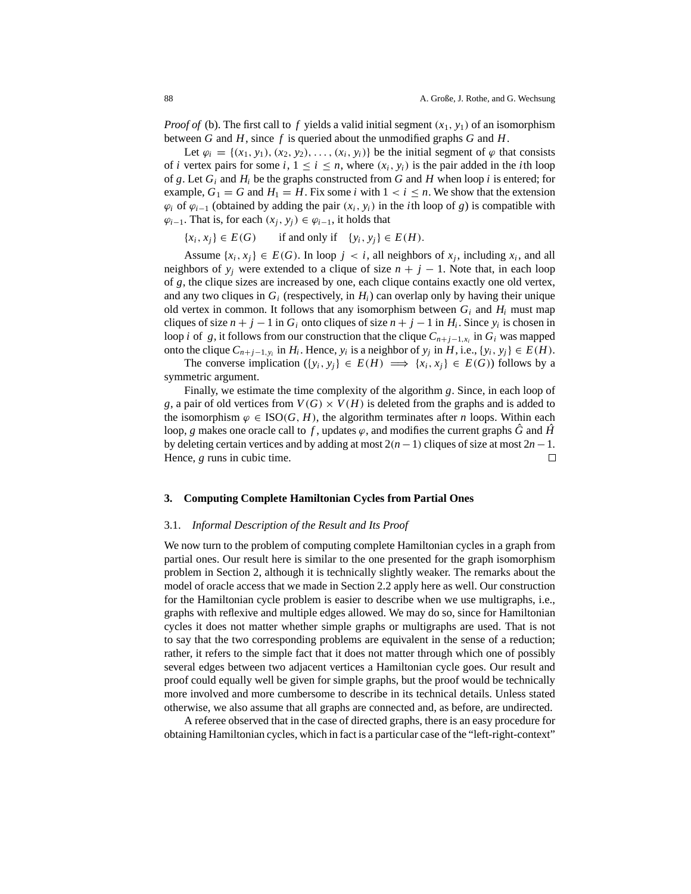*Proof of* (b). The first call to $f$ yields a valid initial segment $(x_1, y_1)$ of an isomorphism between $G$ and $H$, since $f$ is queried about the unmodified graphs $G$ and $H$.

Let $\varphi_i = \{(x_1, y_1), (x_2, y_2), \ldots, (x_i, y_i)\}$ be the initial segment of $\varphi$ that consists of $i$ vertex pairs for some $i$, $1 \leq i \leq n$, where $(x_i, y_i)$ is the pair added in the $i$th loop of $g$. Let $G_i$ and $H_i$ be the graphs constructed from $G$ and $H$ when loop $i$ is entered; for example, $G_1 = G$ and $H_1 = H$. Fix some $i$ with $1 < i \leq n$. We show that the extension $\varphi_i$ of $\varphi_{i-1}$ (obtained by adding the pair $(x_i, y_i)$ in the $i$th loop of $g$) is compatible with $\varphi_{i-1}$. That is, for each $(x_j, y_j) \in \varphi_{i-1}$, it holds that

$$\{x_i, x_j\} \in E(G) \qquad \text{if and only if} \quad \{y_i, y_j\} \in E(H).$$

Assume $\{x_i, x_j\} \in E(G)$. In loop $j < i$, all neighbors of $x_j$, including $x_i$, and all neighbors of $y_j$ were extended to a clique of size $n + j - 1$. Note that, in each loop of $g$, the clique sizes are increased by one, each clique contains exactly one old vertex, and any two cliques in $G_i$ (respectively, in $H_i$) can overlap only by having their unique old vertex in common. It follows that any isomorphism between $G_i$ and $H_i$ must map cliques of size $n + j - 1$ in $G_i$ onto cliques of size $n + j - 1$ in $H_i$. Since $y_i$ is chosen in loop $i$ of $g$, it follows from our construction that the clique $C_{n+j-1,x_i}$ in $G_i$ was mapped onto the clique $C_{n+j-1,y_i}$ in $H_i$. Hence, $y_i$ is a neighbor of $y_j$ in $H$, i.e., $\{y_i, y_j\} \in E(H)$.

The converse implication ($\{y_i, y_j\} \in E(H) \implies \{x_i, x_j\} \in E(G)$) follows by a symmetric argument.

Finally, we estimate the time complexity of the algorithm $g$. Since, in each loop of $g$, a pair of old vertices from $V(G) \times V(H)$ is deleted from the graphs and is added to the isomorphism $\varphi \in \text{ISO}(G, H)$, the algorithm terminates after $n$ loops. Within each loop, $g$ makes one oracle call to $f$, updates $\varphi$, and modifies the current graphs $\hat{G}$ and $\hat{H}$ by deleting certain vertices and by adding at most $2(n-1)$ cliques of size at most $2n-1$. Hence, $g$ runs in cubic time. □

## 3. Computing Complete Hamiltonian Cycles from Partial Ones

### 3.1. *Informal Description of the Result and Its Proof*

We now turn to the problem of computing complete Hamiltonian cycles in a graph from partial ones. Our result here is similar to the one presented for the graph isomorphism problem in Section 2, although it is technically slightly weaker. The remarks about the model of oracle access that we made in Section 2.2 apply here as well. Our construction for the Hamiltonian cycle problem is easier to describe when we use multigraphs, i.e., graphs with reflexive and multiple edges allowed. We may do so, since for Hamiltonian cycles it does not matter whether simple graphs or multigraphs are used. That is not to say that the two corresponding problems are equivalent in the sense of a reduction; rather, it refers to the simple fact that it does not matter through which one of possibly several edges between two adjacent vertices a Hamiltonian cycle goes. Our result and proof could equally well be given for simple graphs, but the proof would be technically more involved and more cumbersome to describe in its technical details. Unless stated otherwise, we also assume that all graphs are connected and, as before, are undirected.

A referee observed that in the case of directed graphs, there is an easy procedure for obtaining Hamiltonian cycles, which in fact is a particular case of the "left-right-context"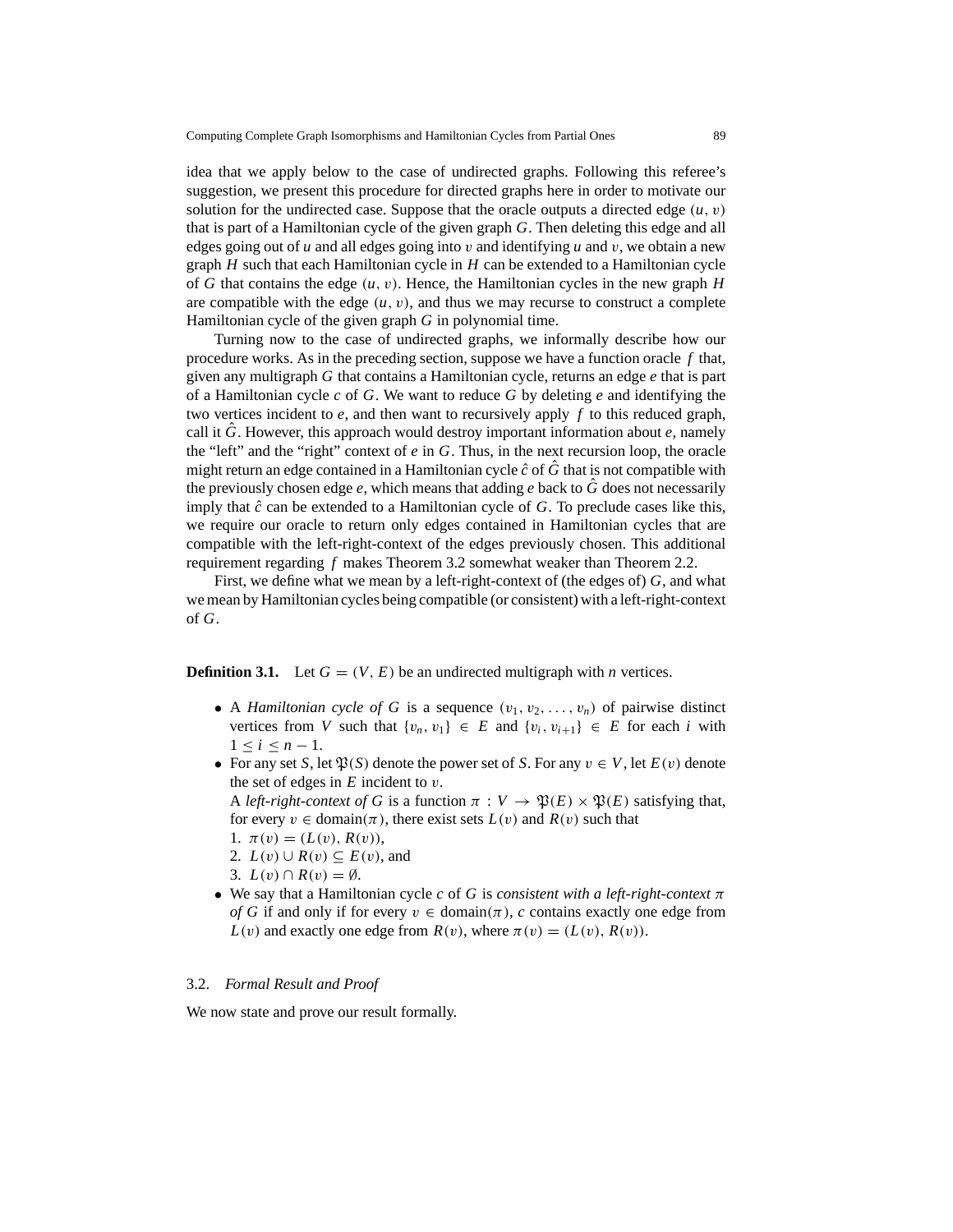idea that we apply below to the case of undirected graphs. Following this referee's suggestion, we present this procedure for directed graphs here in order to motivate our solution for the undirected case. Suppose that the oracle outputs a directed edge $(u, v)$ that is part of a Hamiltonian cycle of the given graph $G$. Then deleting this edge and all edges going out of $u$ and all edges going into $v$ and identifying $u$ and $v$, we obtain a new graph $H$ such that each Hamiltonian cycle in $H$ can be extended to a Hamiltonian cycle of $G$ that contains the edge $(u, v)$. Hence, the Hamiltonian cycles in the new graph $H$ are compatible with the edge $(u, v)$, and thus we may recurse to construct a complete Hamiltonian cycle of the given graph $G$ in polynomial time.

Turning now to the case of undirected graphs, we informally describe how our procedure works. As in the preceding section, suppose we have a function oracle $f$ that, given any multigraph $G$ that contains a Hamiltonian cycle, returns an edge $e$ that is part of a Hamiltonian cycle $c$ of $G$. We want to reduce $G$ by deleting $e$ and identifying the two vertices incident to $e$, and then want to recursively apply $f$ to this reduced graph, call it $\hat{G}$. However, this approach would destroy important information about $e$, namely the "left" and the "right" context of $e$ in $G$. Thus, in the next recursion loop, the oracle might return an edge contained in a Hamiltonian cycle $\hat{c}$ of $\hat{G}$ that is not compatible with the previously chosen edge $e$, which means that adding $e$ back to $\hat{G}$ does not necessarily imply that $\hat{c}$ can be extended to a Hamiltonian cycle of $G$. To preclude cases like this, we require our oracle to return only edges contained in Hamiltonian cycles that are compatible with the left-right-context of the edges previously chosen. This additional requirement regarding $f$ makes Theorem 3.2 somewhat weaker than Theorem 2.2.

First, we define what we mean by a left-right-context of (the edges of) $G$, and what we mean by Hamiltonian cycles being compatible (or consistent) with a left-right-context of $G$.

**Definition 3.1.** Let $G = (V, E)$ be an undirected multigraph with $n$ vertices.

- A *Hamiltonian cycle of* $G$ is a sequence $(v_1, v_2, \ldots, v_n)$ of pairwise distinct vertices from $V$ such that $\{v_n, v_1\} \in E$ and $\{v_i, v_{i+1}\} \in E$ for each $i$ with $1 \leq i \leq n - 1$.
- For any set $S$, let $\mathfrak{P}(S)$ denote the power set of $S$. For any $v \in V$, let $E(v)$ denote the set of edges in $E$ incident to $v$.
  A *left-right-context of* $G$ is a function $\pi : V \to \mathfrak{P}(E) \times \mathfrak{P}(E)$ satisfying that, for every $v \in \text{domain}(\pi)$, there exist sets $L(v)$ and $R(v)$ such that
  1. $\pi(v) = (L(v), R(v))$,
  2. $L(v) \cup R(v) \subseteq E(v)$, and
  3. $L(v) \cap R(v) = \emptyset$.
- We say that a Hamiltonian cycle $c$ of $G$ is *consistent with a left-right-context* $\pi$ *of* $G$ if and only if for every $v \in \text{domain}(\pi)$, $c$ contains exactly one edge from $L(v)$ and exactly one edge from $R(v)$, where $\pi(v) = (L(v), R(v))$.

### 3.2. *Formal Result and Proof*

We now state and prove our result formally.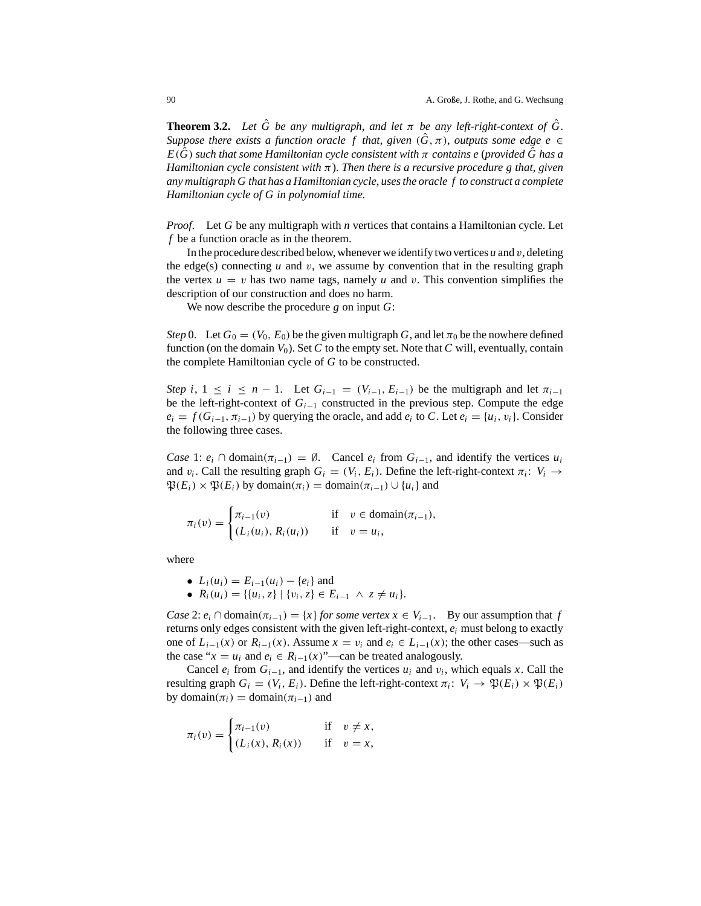**Theorem 3.2.** *Let $\hat{G}$ be any multigraph, and let $\pi$ be any left-right-context of $\hat{G}$. Suppose there exists a function oracle $f$ that, given $(\hat{G}, \pi)$, outputs some edge $e \in E(\hat{G})$ such that some Hamiltonian cycle consistent with $\pi$ contains e (provided $\hat{G}$ has a Hamiltonian cycle consistent with $\pi$). Then there is a recursive procedure $g$ that, given any multigraph G that has a Hamiltonian cycle, uses the oracle $f$ to construct a complete Hamiltonian cycle of G in polynomial time.*

*Proof.* Let $G$ be any multigraph with $n$ vertices that contains a Hamiltonian cycle. Let $f$ be a function oracle as in the theorem.

In the procedure described below, whenever we identify two vertices $u$ and $v$, deleting the edge(s) connecting $u$ and $v$, we assume by convention that in the resulting graph the vertex $u = v$ has two name tags, namely $u$ and $v$. This convention simplifies the description of our construction and does no harm.

We now describe the procedure $g$ on input $G$:

*Step* 0. Let $G_0 = (V_0, E_0)$ be the given multigraph $G$, and let $\pi_0$ be the nowhere defined function (on the domain $V_0$). Set $C$ to the empty set. Note that $C$ will, eventually, contain the complete Hamiltonian cycle of $G$ to be constructed.

*Step* $i$, $1 \leq i \leq n - 1$. Let $G_{i-1} = (V_{i-1}, E_{i-1})$ be the multigraph and let $\pi_{i-1}$ be the left-right-context of $G_{i-1}$ constructed in the previous step. Compute the edge $e_i = f(G_{i-1}, \pi_{i-1})$ by querying the oracle, and add $e_i$ to $C$. Let $e_i = \{u_i, v_i\}$. Consider the following three cases.

*Case* 1: $e_i \cap \text{domain}(\pi_{i-1}) = \emptyset$. Cancel $e_i$ from $G_{i-1}$, and identify the vertices $u_i$ and $v_i$. Call the resulting graph $G_i = (V_i, E_i)$. Define the left-right-context $\pi_i$: $V_i \to \mathfrak{P}(E_i) \times \mathfrak{P}(E_i)$ by $\text{domain}(\pi_i) = \text{domain}(\pi_{i-1}) \cup \{u_i\}$ and

$$\pi_i(v) = \begin{cases} \pi_{i-1}(v) & \text{if} \quad v \in \text{domain}(\pi_{i-1}), \\ (L_i(u_i), R_i(u_i)) & \text{if} \quad v = u_i, \end{cases}$$

where

- $L_i(u_i) = E_{i-1}(u_i) - \{e_i\}$ and
- $R_i(u_i) = \{\{u_i, z\} \mid \{v_i, z\} \in E_{i-1} \wedge z \neq u_i\}$.

*Case* 2: $e_i \cap \text{domain}(\pi_{i-1}) = \{x\}$ *for some vertex* $x \in V_{i-1}$. By our assumption that $f$ returns only edges consistent with the given left-right-context, $e_i$ must belong to exactly one of $L_{i-1}(x)$ or $R_{i-1}(x)$. Assume $x = v_i$ and $e_i \in L_{i-1}(x)$; the other cases—such as the case "$x = u_i$ and $e_i \in R_{i-1}(x)$"—can be treated analogously.

Cancel $e_i$ from $G_{i-1}$, and identify the vertices $u_i$ and $v_i$, which equals $x$. Call the resulting graph $G_i = (V_i, E_i)$. Define the left-right-context $\pi_i$: $V_i \to \mathfrak{P}(E_i) \times \mathfrak{P}(E_i)$ by $\text{domain}(\pi_i) = \text{domain}(\pi_{i-1})$ and

$$\pi_i(v) = \begin{cases} \pi_{i-1}(v) & \text{if} \quad v \neq x, \\ (L_i(x), R_i(x)) & \text{if} \quad v = x, \end{cases}$$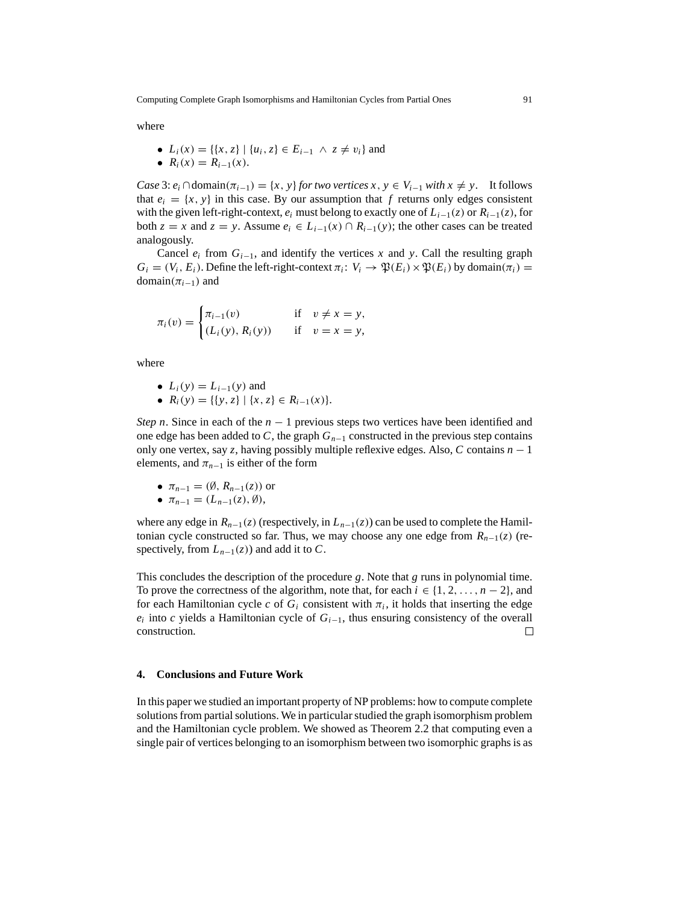where

- $L_i(x) = \{\{x, z\} \mid \{u_i, z\} \in E_{i-1} \wedge z \neq v_i\}$ and
- $R_i(x) = R_{i-1}(x)$.

*Case* 3: $e_i \cap \text{domain}(\pi_{i-1}) = \{x, y\}$ *for two vertices* $x, y \in V_{i-1}$ *with* $x \neq y$. It follows that $e_i = \{x, y\}$ in this case. By our assumption that $f$ returns only edges consistent with the given left-right-context, $e_i$ must belong to exactly one of $L_{i-1}(z)$ or $R_{i-1}(z)$, for both $z = x$ and $z = y$. Assume $e_i \in L_{i-1}(x) \cap R_{i-1}(y)$; the other cases can be treated analogously.

Cancel $e_i$ from $G_{i-1}$, and identify the vertices $x$ and $y$. Call the resulting graph $G_i = (V_i, E_i)$. Define the left-right-context $\pi_i \colon V_i \to \mathfrak{P}(E_i) \times \mathfrak{P}(E_i)$ by $\text{domain}(\pi_i) = \text{domain}(\pi_{i-1})$ and

$$\pi_i(v) = \begin{cases} \pi_{i-1}(v) & \text{if} \quad v \neq x = y, \\ (L_i(y), R_i(y)) & \text{if} \quad v = x = y, \end{cases}$$

where

- $L_i(y) = L_{i-1}(y)$ and
- $R_i(y) = \{\{y, z\} \mid \{x, z\} \in R_{i-1}(x)\}$.

*Step* $n$. Since in each of the $n - 1$ previous steps two vertices have been identified and one edge has been added to $C$, the graph $G_{n-1}$ constructed in the previous step contains only one vertex, say $z$, having possibly multiple reflexive edges. Also, $C$ contains $n - 1$ elements, and $\pi_{n-1}$ is either of the form

- $\pi_{n-1} = (\emptyset, R_{n-1}(z))$ or
- $\pi_{n-1} = (L_{n-1}(z), \emptyset)$,

where any edge in $R_{n-1}(z)$ (respectively, in $L_{n-1}(z)$) can be used to complete the Hamiltonian cycle constructed so far. Thus, we may choose any one edge from $R_{n-1}(z)$ (respectively, from $L_{n-1}(z)$) and add it to $C$.

This concludes the description of the procedure $g$. Note that $g$ runs in polynomial time. To prove the correctness of the algorithm, note that, for each $i \in \{1, 2, \ldots, n-2\}$, and for each Hamiltonian cycle $c$ of $G_i$ consistent with $\pi_i$, it holds that inserting the edge $e_i$ into $c$ yields a Hamiltonian cycle of $G_{i-1}$, thus ensuring consistency of the overall construction. □

## 4. Conclusions and Future Work

In this paper we studied an important property of NP problems: how to compute complete solutions from partial solutions. We in particular studied the graph isomorphism problem and the Hamiltonian cycle problem. We showed as Theorem 2.2 that computing even a single pair of vertices belonging to an isomorphism between two isomorphic graphs is as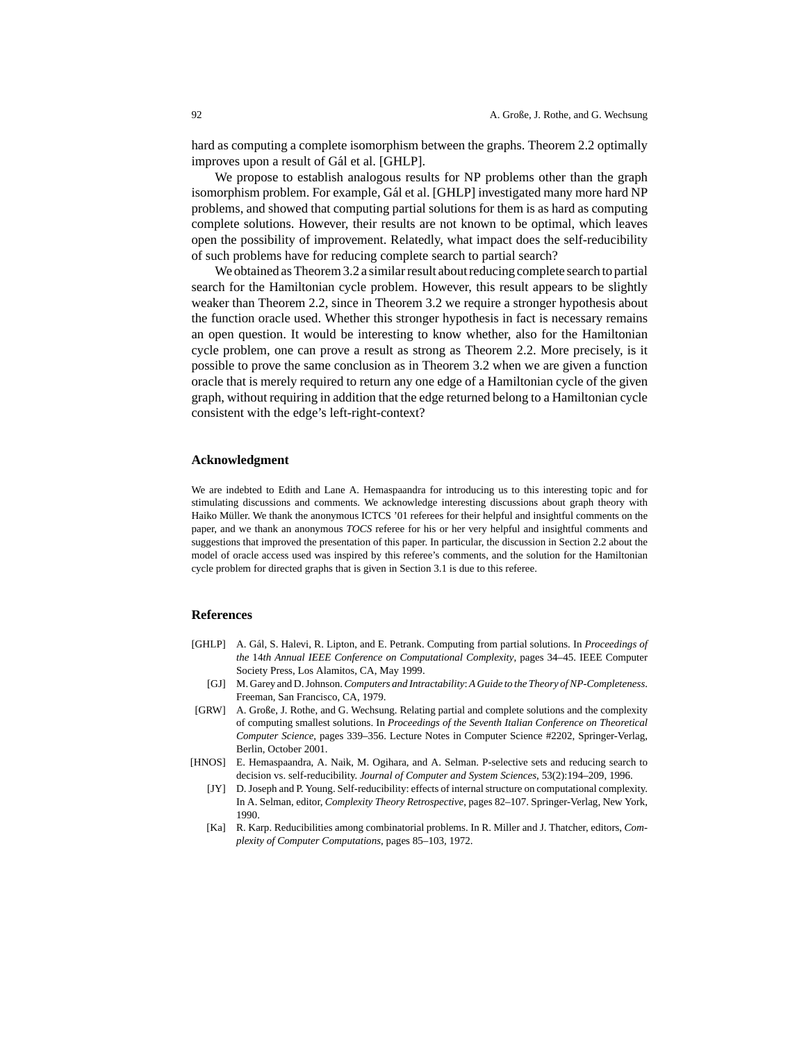hard as computing a complete isomorphism between the graphs. Theorem 2.2 optimally improves upon a result of Gál et al. [GHLP].

We propose to establish analogous results for NP problems other than the graph isomorphism problem. For example, Gál et al. [GHLP] investigated many more hard NP problems, and showed that computing partial solutions for them is as hard as computing complete solutions. However, their results are not known to be optimal, which leaves open the possibility of improvement. Relatedly, what impact does the self-reducibility of such problems have for reducing complete search to partial search?

We obtained as Theorem 3.2 a similar result about reducing complete search to partial search for the Hamiltonian cycle problem. However, this result appears to be slightly weaker than Theorem 2.2, since in Theorem 3.2 we require a stronger hypothesis about the function oracle used. Whether this stronger hypothesis in fact is necessary remains an open question. It would be interesting to know whether, also for the Hamiltonian cycle problem, one can prove a result as strong as Theorem 2.2. More precisely, is it possible to prove the same conclusion as in Theorem 3.2 when we are given a function oracle that is merely required to return any one edge of a Hamiltonian cycle of the given graph, without requiring in addition that the edge returned belong to a Hamiltonian cycle consistent with the edge's left-right-context?

### Acknowledgment

We are indebted to Edith and Lane A. Hemaspaandra for introducing us to this interesting topic and for stimulating discussions and comments. We acknowledge interesting discussions about graph theory with Haiko Müller. We thank the anonymous ICTCS '01 referees for their helpful and insightful comments on the paper, and we thank an anonymous *TOCS* referee for his or her very helpful and insightful comments and suggestions that improved the presentation of this paper. In particular, the discussion in Section 2.2 about the model of oracle access used was inspired by this referee's comments, and the solution for the Hamiltonian cycle problem for directed graphs that is given in Section 3.1 is due to this referee.

### References

- [GHLP] A. Gál, S. Halevi, R. Lipton, and E. Petrank. Computing from partial solutions. In *Proceedings of the* 14*th Annual IEEE Conference on Computational Complexity*, pages 34–45. IEEE Computer Society Press, Los Alamitos, CA, May 1999.
- [GJ] M. Garey and D. Johnson. *Computers and Intractability: A Guide to the Theory of NP-Completeness*. Freeman, San Francisco, CA, 1979.
- [GRW] A. Große, J. Rothe, and G. Wechsung. Relating partial and complete solutions and the complexity of computing smallest solutions. In *Proceedings of the Seventh Italian Conference on Theoretical Computer Science*, pages 339–356. Lecture Notes in Computer Science #2202, Springer-Verlag, Berlin, October 2001.
- [HNOS] E. Hemaspaandra, A. Naik, M. Ogihara, and A. Selman. P-selective sets and reducing search to decision vs. self-reducibility. *Journal of Computer and System Sciences*, 53(2):194–209, 1996.
- [JY] D. Joseph and P. Young. Self-reducibility: effects of internal structure on computational complexity. In A. Selman, editor, *Complexity Theory Retrospective*, pages 82–107. Springer-Verlag, New York, 1990.
- [Ka] R. Karp. Reducibilities among combinatorial problems. In R. Miller and J. Thatcher, editors, *Complexity of Computer Computations*, pages 85–103, 1972.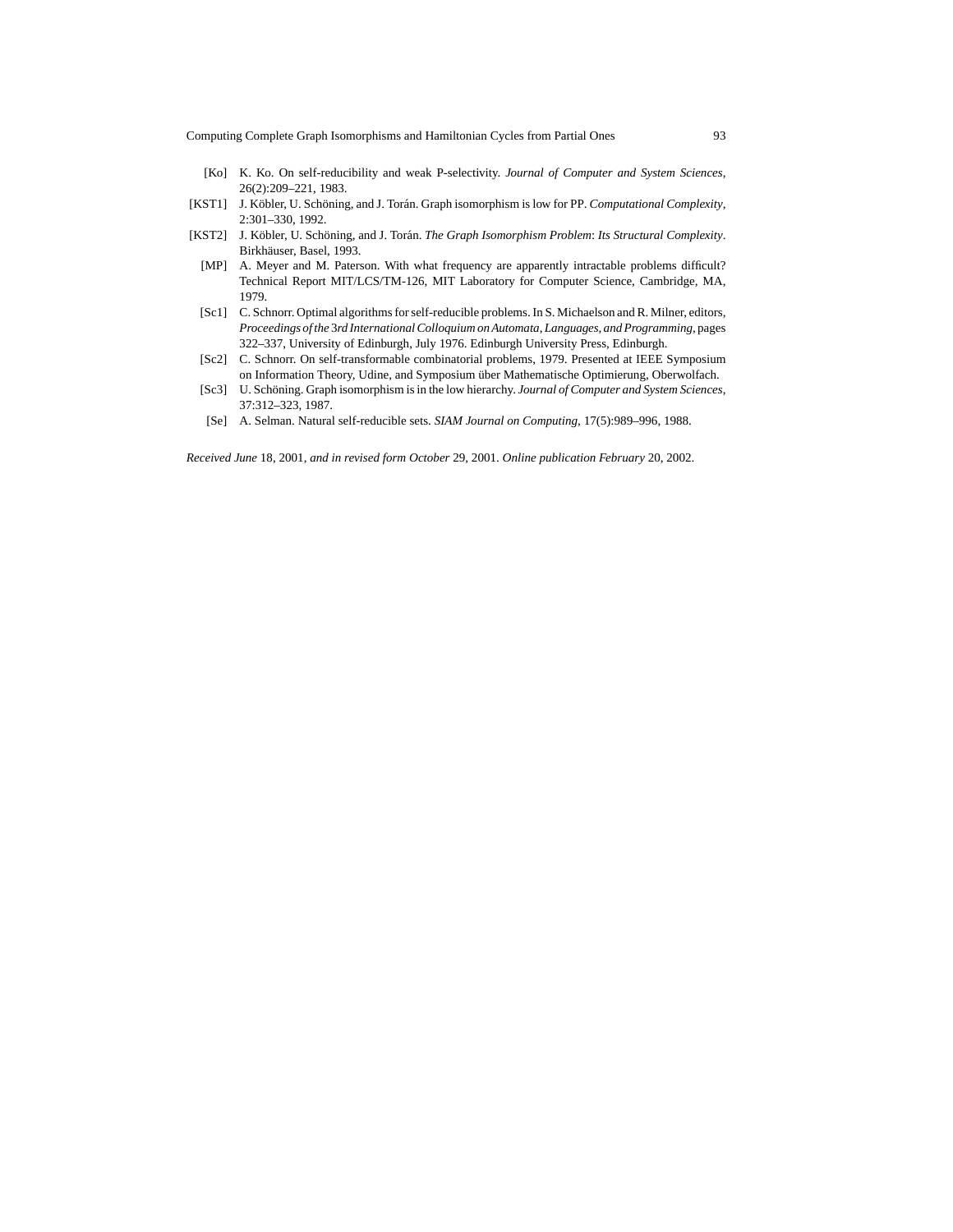[Ko] K. Ko. On self-reducibility and weak P-selectivity. *Journal of Computer and System Sciences*, 26(2):209–221, 1983.

[KST1] J. Köbler, U. Schöning, and J. Torán. Graph isomorphism is low for PP. *Computational Complexity*, 2:301–330, 1992.

[KST2] J. Köbler, U. Schöning, and J. Torán. *The Graph Isomorphism Problem*: *Its Structural Complexity*. Birkhäuser, Basel, 1993.

[MP] A. Meyer and M. Paterson. With what frequency are apparently intractable problems difficult? Technical Report MIT/LCS/TM-126, MIT Laboratory for Computer Science, Cambridge, MA, 1979.

[Sc1] C. Schnorr. Optimal algorithms for self-reducible problems. In S. Michaelson and R. Milner, editors, *Proceedings of the* 3rd *International Colloquium on Automata*, *Languages*, *and Programming*, pages 322–337, University of Edinburgh, July 1976. Edinburgh University Press, Edinburgh.

[Sc2] C. Schnorr. On self-transformable combinatorial problems, 1979. Presented at IEEE Symposium on Information Theory, Udine, and Symposium über Mathematische Optimierung, Oberwolfach.

[Sc3] U. Schöning. Graph isomorphism is in the low hierarchy. *Journal of Computer and System Sciences*, 37:312–323, 1987.

[Se] A. Selman. Natural self-reducible sets. *SIAM Journal on Computing*, 17(5):989–996, 1988.

*Received June* 18, 2001, *and in revised form October* 29, 2001. *Online publication February* 20, 2002.